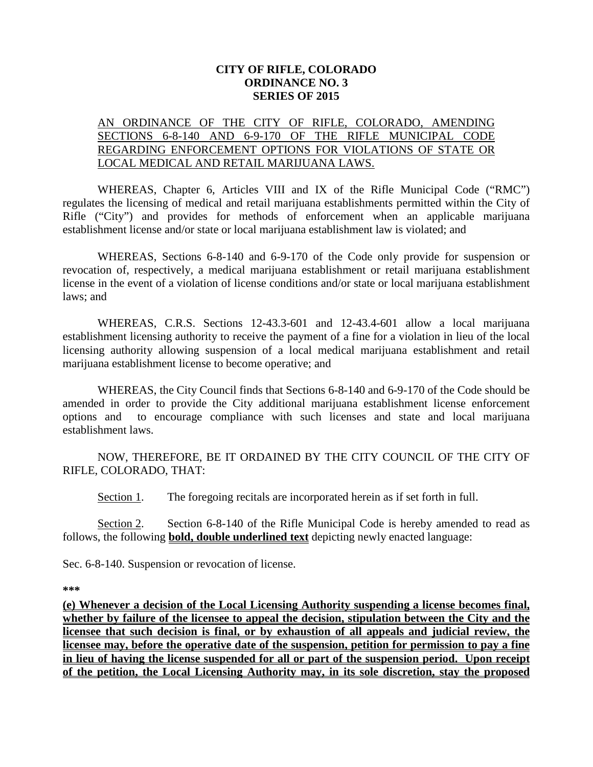**CITY OF RIFLE, COLORADO**
**ORDINANCE NO. 3**
**SERIES OF 2015**

AN ORDINANCE OF THE CITY OF RIFLE, COLORADO, AMENDING SECTIONS 6-8-140 AND 6-9-170 OF THE RIFLE MUNICIPAL CODE REGARDING ENFORCEMENT OPTIONS FOR VIOLATIONS OF STATE OR LOCAL MEDICAL AND RETAIL MARIJUANA LAWS.

WHEREAS, Chapter 6, Articles VIII and IX of the Rifle Municipal Code ("RMC") regulates the licensing of medical and retail marijuana establishments permitted within the City of Rifle ("City") and provides for methods of enforcement when an applicable marijuana establishment license and/or state or local marijuana establishment law is violated; and

WHEREAS, Sections 6-8-140 and 6-9-170 of the Code only provide for suspension or revocation of, respectively, a medical marijuana establishment or retail marijuana establishment license in the event of a violation of license conditions and/or state or local marijuana establishment laws; and

WHEREAS, C.R.S. Sections 12-43.3-601 and 12-43.4-601 allow a local marijuana establishment licensing authority to receive the payment of a fine for a violation in lieu of the local licensing authority allowing suspension of a local medical marijuana establishment and retail marijuana establishment license to become operative; and

WHEREAS, the City Council finds that Sections 6-8-140 and 6-9-170 of the Code should be amended in order to provide the City additional marijuana establishment license enforcement options and to encourage compliance with such licenses and state and local marijuana establishment laws.

NOW, THEREFORE, BE IT ORDAINED BY THE CITY COUNCIL OF THE CITY OF RIFLE, COLORADO, THAT:

Section 1. The foregoing recitals are incorporated herein as if set forth in full.

Section 2. Section 6-8-140 of the Rifle Municipal Code is hereby amended to read as follows, the following **bold, double underlined text** depicting newly enacted language:

Sec. 6-8-140. Suspension or revocation of license.

**\*\*\***

**(e) Whenever a decision of the Local Licensing Authority suspending a license becomes final, whether by failure of the licensee to appeal the decision, stipulation between the City and the licensee that such decision is final, or by exhaustion of all appeals and judicial review, the licensee may, before the operative date of the suspension, petition for permission to pay a fine in lieu of having the license suspended for all or part of the suspension period. Upon receipt of the petition, the Local Licensing Authority may, in its sole discretion, stay the proposed**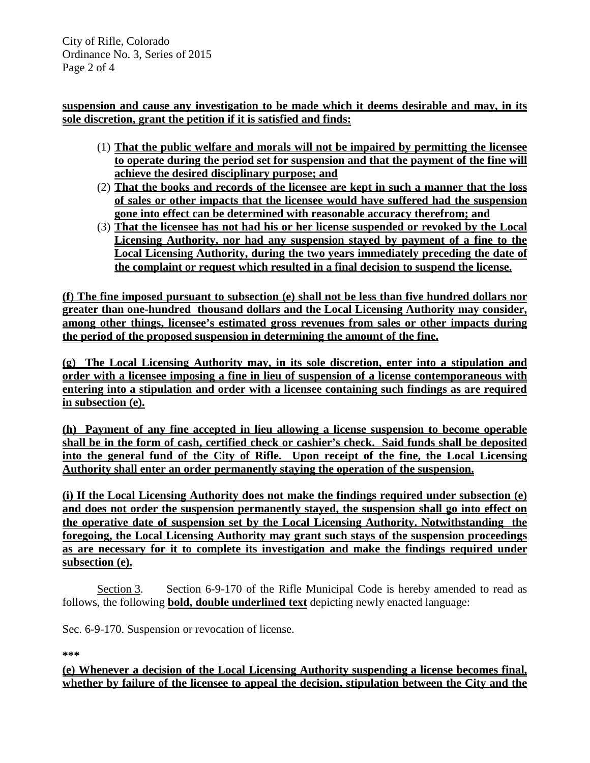**suspension and cause any investigation to be made which it deems desirable and may, in its sole discretion, grant the petition if it is satisfied and finds:**

(1) **That the public welfare and morals will not be impaired by permitting the licensee to operate during the period set for suspension and that the payment of the fine will achieve the desired disciplinary purpose; and**

(2) **That the books and records of the licensee are kept in such a manner that the loss of sales or other impacts that the licensee would have suffered had the suspension gone into effect can be determined with reasonable accuracy therefrom; and**

(3) **That the licensee has not had his or her license suspended or revoked by the Local Licensing Authority, nor had any suspension stayed by payment of a fine to the Local Licensing Authority, during the two years immediately preceding the date of the complaint or request which resulted in a final decision to suspend the license.**

**(f) The fine imposed pursuant to subsection (e) shall not be less than five hundred dollars nor greater than one-hundred thousand dollars and the Local Licensing Authority may consider, among other things, licensee's estimated gross revenues from sales or other impacts during the period of the proposed suspension in determining the amount of the fine.**

**(g) The Local Licensing Authority may, in its sole discretion, enter into a stipulation and order with a licensee imposing a fine in lieu of suspension of a license contemporaneous with entering into a stipulation and order with a licensee containing such findings as are required in subsection (e).**

**(h) Payment of any fine accepted in lieu allowing a license suspension to become operable shall be in the form of cash, certified check or cashier's check. Said funds shall be deposited into the general fund of the City of Rifle. Upon receipt of the fine, the Local Licensing Authority shall enter an order permanently staying the operation of the suspension.**

**(i) If the Local Licensing Authority does not make the findings required under subsection (e) and does not order the suspension permanently stayed, the suspension shall go into effect on the operative date of suspension set by the Local Licensing Authority. Notwithstanding the foregoing, the Local Licensing Authority may grant such stays of the suspension proceedings as are necessary for it to complete its investigation and make the findings required under subsection (e).**

Section 3. Section 6-9-170 of the Rifle Municipal Code is hereby amended to read as follows, the following **bold, double underlined text** depicting newly enacted language:

Sec. 6-9-170. Suspension or revocation of license.

***

**(e) Whenever a decision of the Local Licensing Authority suspending a license becomes final, whether by failure of the licensee to appeal the decision, stipulation between the City and the**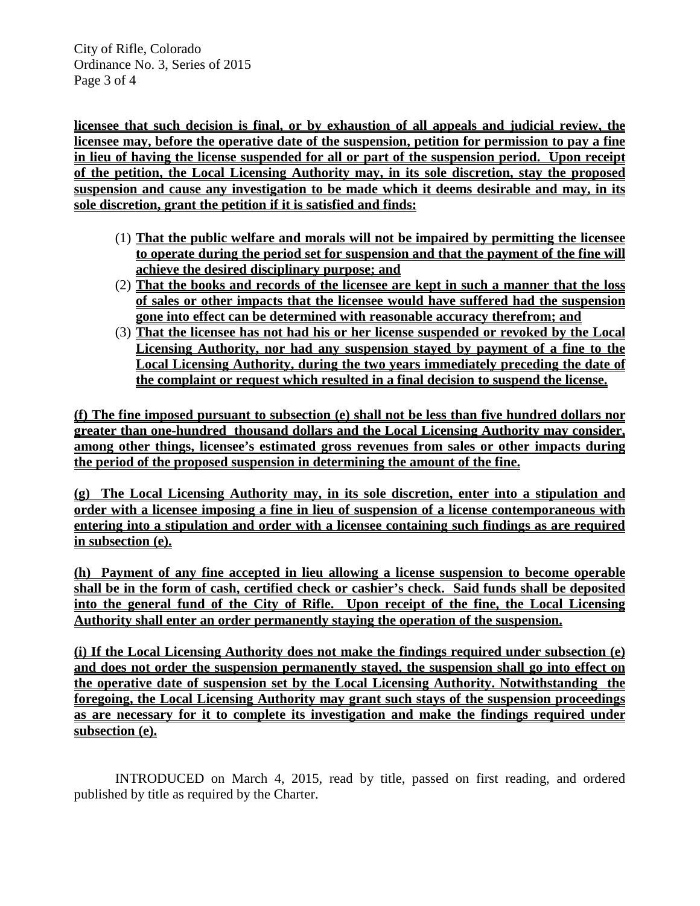**licensee that such decision is final, or by exhaustion of all appeals and judicial review, the licensee may, before the operative date of the suspension, petition for permission to pay a fine in lieu of having the license suspended for all or part of the suspension period. Upon receipt of the petition, the Local Licensing Authority may, in its sole discretion, stay the proposed suspension and cause any investigation to be made which it deems desirable and may, in its sole discretion, grant the petition if it is satisfied and finds:**

(1) **That the public welfare and morals will not be impaired by permitting the licensee to operate during the period set for suspension and that the payment of the fine will achieve the desired disciplinary purpose; and**

(2) **That the books and records of the licensee are kept in such a manner that the loss of sales or other impacts that the licensee would have suffered had the suspension gone into effect can be determined with reasonable accuracy therefrom; and**

(3) **That the licensee has not had his or her license suspended or revoked by the Local Licensing Authority, nor had any suspension stayed by payment of a fine to the Local Licensing Authority, during the two years immediately preceding the date of the complaint or request which resulted in a final decision to suspend the license.**

**(f) The fine imposed pursuant to subsection (e) shall not be less than five hundred dollars nor greater than one-hundred thousand dollars and the Local Licensing Authority may consider, among other things, licensee's estimated gross revenues from sales or other impacts during the period of the proposed suspension in determining the amount of the fine.**

**(g) The Local Licensing Authority may, in its sole discretion, enter into a stipulation and order with a licensee imposing a fine in lieu of suspension of a license contemporaneous with entering into a stipulation and order with a licensee containing such findings as are required in subsection (e).**

**(h) Payment of any fine accepted in lieu allowing a license suspension to become operable shall be in the form of cash, certified check or cashier's check. Said funds shall be deposited into the general fund of the City of Rifle. Upon receipt of the fine, the Local Licensing Authority shall enter an order permanently staying the operation of the suspension.**

**(i) If the Local Licensing Authority does not make the findings required under subsection (e) and does not order the suspension permanently stayed, the suspension shall go into effect on the operative date of suspension set by the Local Licensing Authority. Notwithstanding the foregoing, the Local Licensing Authority may grant such stays of the suspension proceedings as are necessary for it to complete its investigation and make the findings required under subsection (e).**

INTRODUCED on March 4, 2015, read by title, passed on first reading, and ordered published by title as required by the Charter.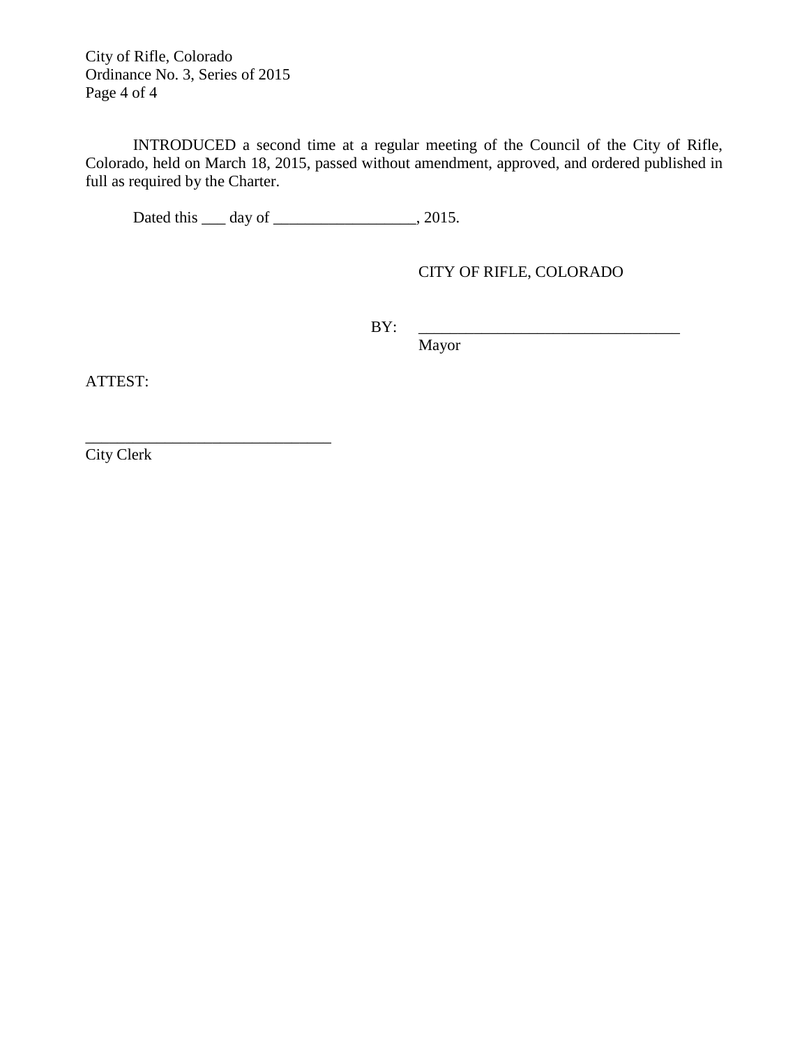INTRODUCED a second time at a regular meeting of the Council of the City of Rifle, Colorado, held on March 18, 2015, passed without amendment, approved, and ordered published in full as required by the Charter.

Dated this ___ day of __________________, 2015.

CITY OF RIFLE, COLORADO

BY: _________________________________
Mayor

ATTEST:

_______________________________
City Clerk